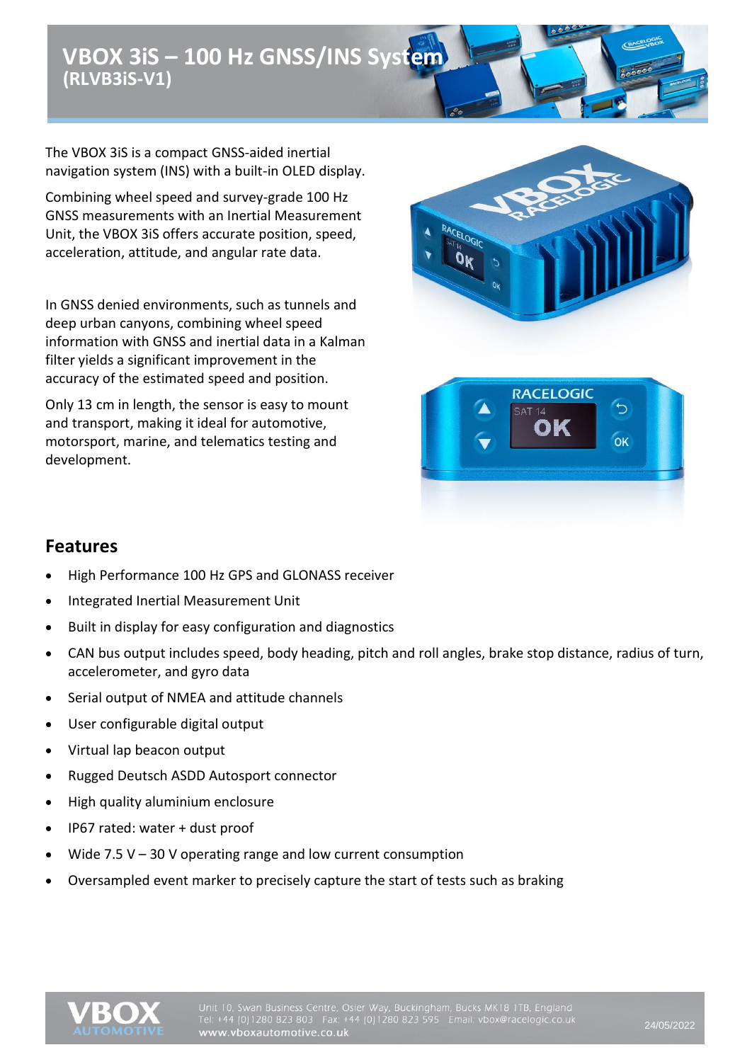# VBOX 3iS – 100 Hz GNSS/INS System
**(RLVB3iS-V1)**

The VBOX 3iS is a compact GNSS-aided inertial navigation system (INS) with a built-in OLED display.

Combining wheel speed and survey-grade 100 Hz GNSS measurements with an Inertial Measurement Unit, the VBOX 3iS offers accurate position, speed, acceleration, attitude, and angular rate data.

In GNSS denied environments, such as tunnels and deep urban canyons, combining wheel speed information with GNSS and inertial data in a Kalman filter yields a significant improvement in the accuracy of the estimated speed and position.

Only 13 cm in length, the sensor is easy to mount and transport, making it ideal for automotive, motorsport, marine, and telematics testing and development.

## Features

- High Performance 100 Hz GPS and GLONASS receiver
- Integrated Inertial Measurement Unit
- Built in display for easy configuration and diagnostics
- CAN bus output includes speed, body heading, pitch and roll angles, brake stop distance, radius of turn, accelerometer, and gyro data
- Serial output of NMEA and attitude channels
- User configurable digital output
- Virtual lap beacon output
- Rugged Deutsch ASDD Autosport connector
- High quality aluminium enclosure
- IP67 rated: water + dust proof
- Wide 7.5 V – 30 V operating range and low current consumption
- Oversampled event marker to precisely capture the start of tests such as braking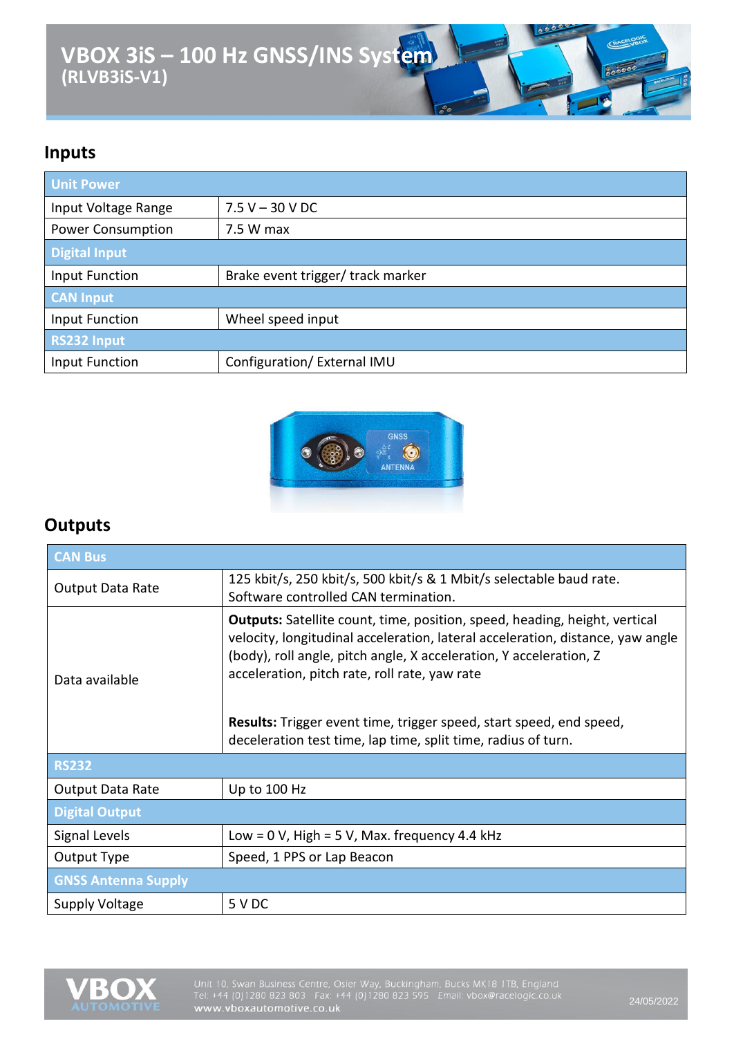# VBOX 3iS – 100 Hz GNSS/INS System (RLVB3iS-V1)

## Inputs

| Unit Power | |
|---|---|
| Input Voltage Range | 7.5 V – 30 V DC |
| Power Consumption | 7.5 W max |
| **Digital Input** | |
| Input Function | Brake event trigger/ track marker |
| **CAN Input** | |
| Input Function | Wheel speed input |
| **RS232 Input** | |
| Input Function | Configuration/ External IMU |

## Outputs

| CAN Bus | |
|---|---|
| Output Data Rate | 125 kbit/s, 250 kbit/s, 500 kbit/s & 1 Mbit/s selectable baud rate. Software controlled CAN termination. |
| Data available | **Outputs:** Satellite count, time, position, speed, heading, height, vertical velocity, longitudinal acceleration, lateral acceleration, distance, yaw angle (body), roll angle, pitch angle, X acceleration, Y acceleration, Z acceleration, pitch rate, roll rate, yaw rate<br><br>**Results:** Trigger event time, trigger speed, start speed, end speed, deceleration test time, lap time, split time, radius of turn. |
| **RS232** | |
| Output Data Rate | Up to 100 Hz |
| **Digital Output** | |
| Signal Levels | Low = 0 V, High = 5 V, Max. frequency 4.4 kHz |
| Output Type | Speed, 1 PPS or Lap Beacon |
| **GNSS Antenna Supply** | |
| Supply Voltage | 5 V DC |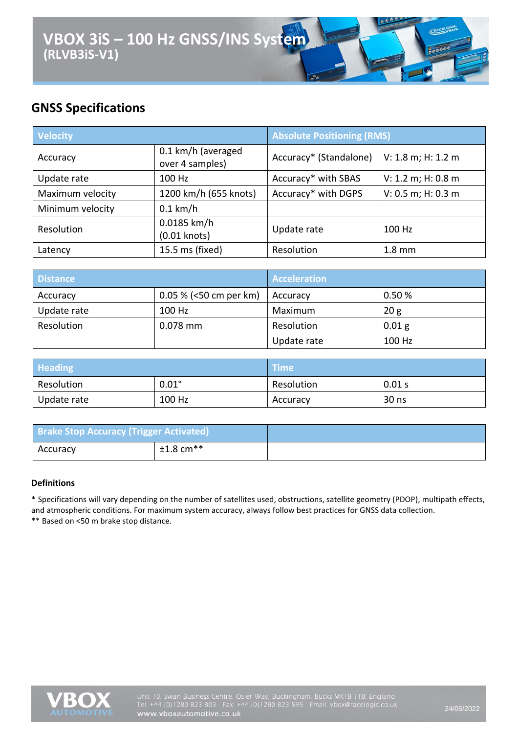# VBOX 3iS – 100 Hz GNSS/INS System
## (RLVB3iS-V1)

## GNSS Specifications

| Velocity | | Absolute Positioning (RMS) | |
|---|---|---|---|
| Accuracy | 0.1 km/h (averaged over 4 samples) | Accuracy* (Standalone) | V: 1.8 m; H: 1.2 m |
| Update rate | 100 Hz | Accuracy* with SBAS | V: 1.2 m; H: 0.8 m |
| Maximum velocity | 1200 km/h (655 knots) | Accuracy* with DGPS | V: 0.5 m; H: 0.3 m |
| Minimum velocity | 0.1 km/h | | |
| Resolution | 0.0185 km/h (0.01 knots) | Update rate | 100 Hz |
| Latency | 15.5 ms (fixed) | Resolution | 1.8 mm |

| Distance | | Acceleration | |
|---|---|---|---|
| Accuracy | 0.05 % (<50 cm per km) | Accuracy | 0.50 % |
| Update rate | 100 Hz | Maximum | 20 g |
| Resolution | 0.078 mm | Resolution | 0.01 g |
| | | Update rate | 100 Hz |

| Heading | | Time | |
|---|---|---|---|
| Resolution | 0.01° | Resolution | 0.01 s |
| Update rate | 100 Hz | Accuracy | 30 ns |

| Brake Stop Accuracy (Trigger Activated) | | | |
|---|---|---|---|
| Accuracy | ±1.8 cm** | | |

**Definitions**

* Specifications will vary depending on the number of satellites used, obstructions, satellite geometry (PDOP), multipath effects, and atmospheric conditions. For maximum system accuracy, always follow best practices for GNSS data collection.

** Based on <50 m brake stop distance.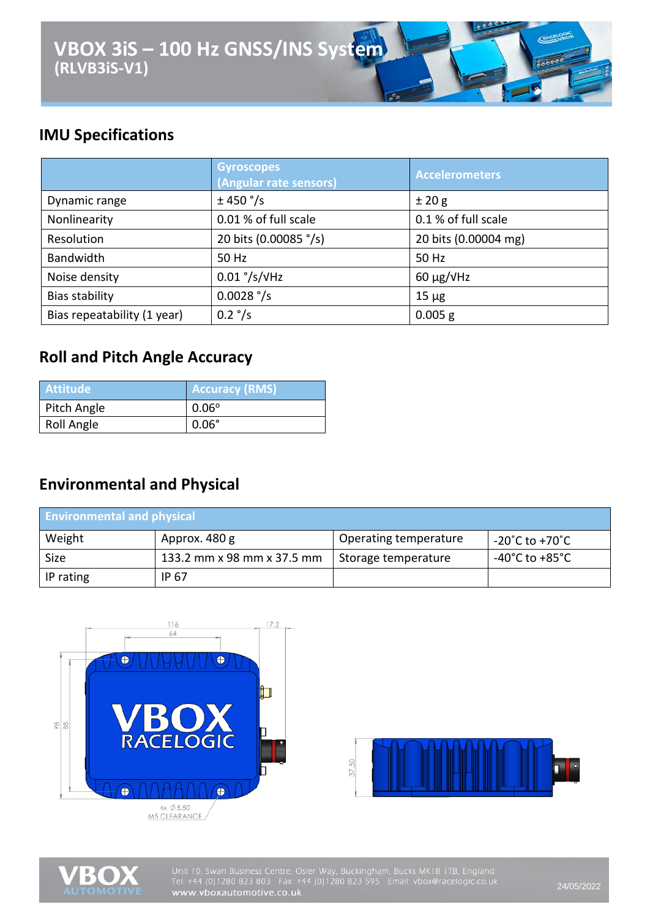# VBOX 3iS – 100 Hz GNSS/INS System
**(RLVB3iS-V1)**

## IMU Specifications

| | Gyroscopes (Angular rate sensors) | Accelerometers |
|---|---|---|
| Dynamic range | ± 450 °/s | ± 20 g |
| Nonlinearity | 0.01 % of full scale | 0.1 % of full scale |
| Resolution | 20 bits (0.00085 °/s) | 20 bits (0.00004 mg) |
| Bandwidth | 50 Hz | 50 Hz |
| Noise density | 0.01 °/s/√Hz | 60 µg/√Hz |
| Bias stability | 0.0028 °/s | 15 µg |
| Bias repeatability (1 year) | 0.2 °/s | 0.005 g |

## Roll and Pitch Angle Accuracy

| Attitude | Accuracy (RMS) |
|---|---|
| Pitch Angle | 0.06° |
| Roll Angle | 0.06° |

## Environmental and Physical

| Environmental and physical | | | |
|---|---|---|---|
| Weight | Approx. 480 g | Operating temperature | -20˚C to +70˚C |
| Size | 133.2 mm x 98 mm x 37.5 mm | Storage temperature | -40˚C to +85˚C |
| IP rating | IP 67 | | |

116
64
17.2
98
88
4x ∅5.50
M5 CLEARANCE
37.50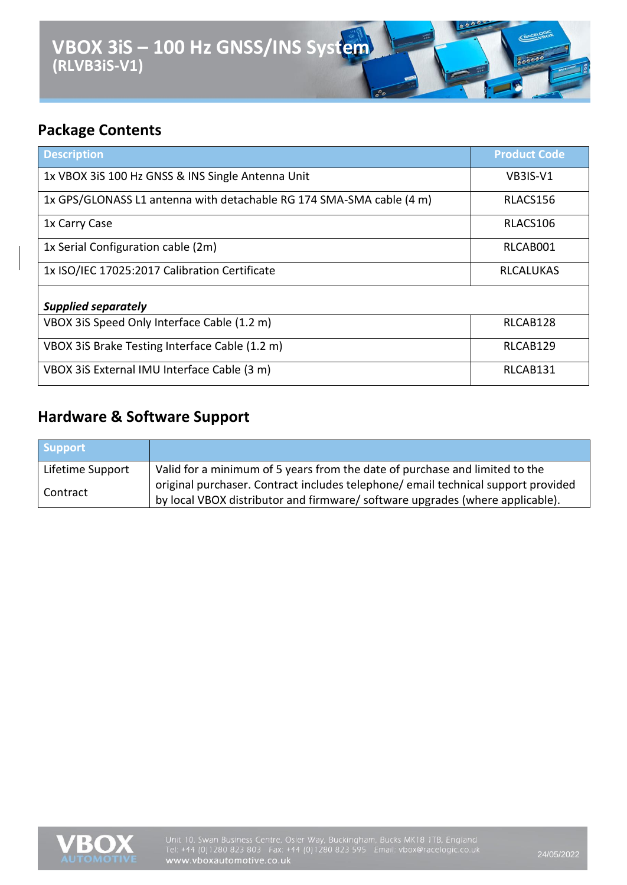# VBOX 3iS – 100 Hz GNSS/INS System
**(RLVB3iS-V1)**

## Package Contents

| Description | Product Code |
|---|---|
| 1x VBOX 3iS 100 Hz GNSS & INS Single Antenna Unit | VB3IS-V1 |
| 1x GPS/GLONASS L1 antenna with detachable RG 174 SMA-SMA cable (4 m) | RLACS156 |
| 1x Carry Case | RLACS106 |
| 1x Serial Configuration cable (2m) | RLCAB001 |
| 1x ISO/IEC 17025:2017 Calibration Certificate | RLCALUKAS |
| ***Supplied separately*** | |
| VBOX 3iS Speed Only Interface Cable (1.2 m) | RLCAB128 |
| VBOX 3iS Brake Testing Interface Cable (1.2 m) | RLCAB129 |
| VBOX 3iS External IMU Interface Cable (3 m) | RLCAB131 |

## Hardware & Software Support

| Support | |
|---|---|
| Lifetime Support Contract | Valid for a minimum of 5 years from the date of purchase and limited to the original purchaser. Contract includes telephone/ email technical support provided by local VBOX distributor and firmware/ software upgrades (where applicable). |

Unit 10, Swan Business Centre, Osier Way, Buckingham, Bucks MK18 1TB, England
Tel: +44 (0)1280 823 803 Fax: +44 (0)1280 823 595 Email: vbox@racelogic.co.uk
www.vboxautomotive.co.uk

24/05/2022